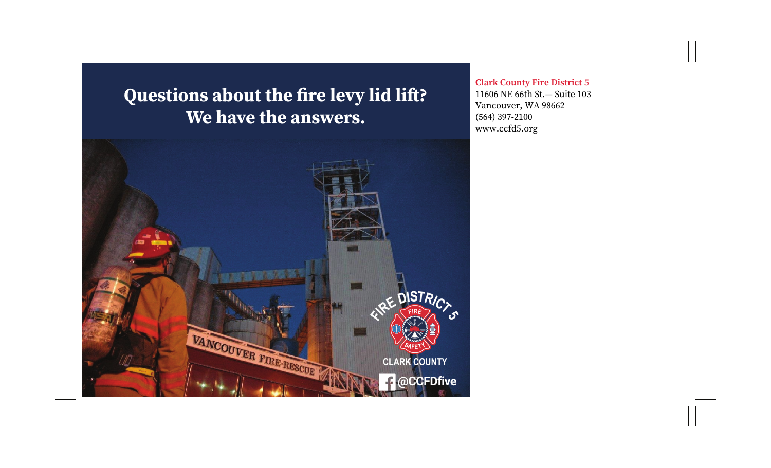# Questions about the fire levy lid lift? We have the answers.

**Clark County Fire District 5**
11606 NE 66th St.— Suite 103
Vancouver, WA 98662
(564) 397-2100
www.ccfd5.org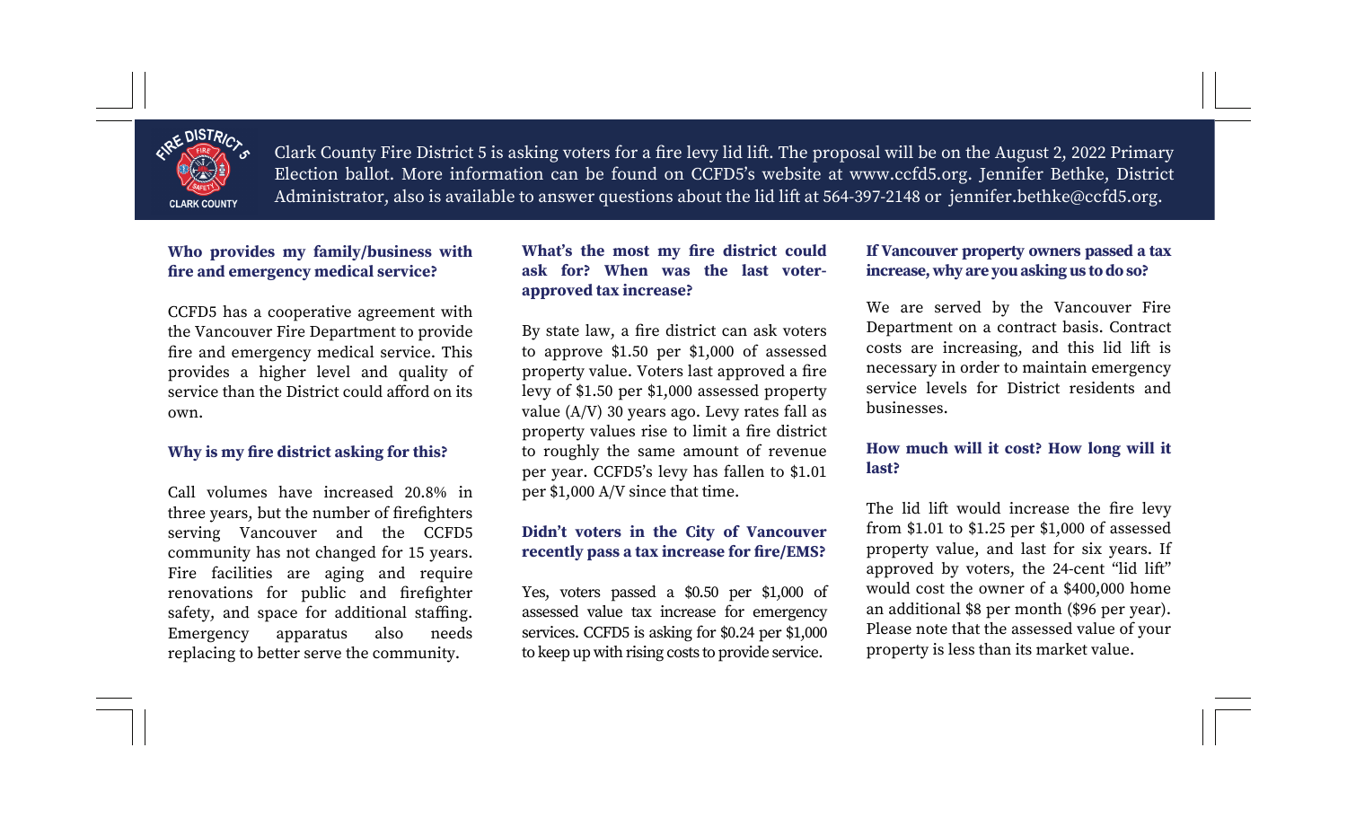Clark County Fire District 5 is asking voters for a fire levy lid lift. The proposal will be on the August 2, 2022 Primary Election ballot. More information can be found on CCFD5's website at www.ccfd5.org. Jennifer Bethke, District Administrator, also is available to answer questions about the lid lift at 564-397-2148 or jennifer.bethke@ccfd5.org.

### Who provides my family/business with fire and emergency medical service?

CCFD5 has a cooperative agreement with the Vancouver Fire Department to provide fire and emergency medical service. This provides a higher level and quality of service than the District could afford on its own.

### Why is my fire district asking for this?

Call volumes have increased 20.8% in three years, but the number of firefighters serving Vancouver and the CCFD5 community has not changed for 15 years. Fire facilities are aging and require renovations for public and firefighter safety, and space for additional staffing. Emergency apparatus also needs replacing to better serve the community.

### What's the most my fire district could ask for? When was the last voter-approved tax increase?

By state law, a fire district can ask voters to approve $1.50 per $1,000 of assessed property value. Voters last approved a fire levy of $1.50 per $1,000 assessed property value (A/V) 30 years ago. Levy rates fall as property values rise to limit a fire district to roughly the same amount of revenue per year. CCFD5's levy has fallen to $1.01 per $1,000 A/V since that time.

### Didn't voters in the City of Vancouver recently pass a tax increase for fire/EMS?

Yes, voters passed a $0.50 per $1,000 of assessed value tax increase for emergency services. CCFD5 is asking for $0.24 per $1,000 to keep up with rising costs to provide service.

### If Vancouver property owners passed a tax increase, why are you asking us to do so?

We are served by the Vancouver Fire Department on a contract basis. Contract costs are increasing, and this lid lift is necessary in order to maintain emergency service levels for District residents and businesses.

### How much will it cost? How long will it last?

The lid lift would increase the fire levy from $1.01 to $1.25 per $1,000 of assessed property value, and last for six years. If approved by voters, the 24-cent "lid lift" would cost the owner of a $400,000 home an additional $8 per month ($96 per year). Please note that the assessed value of your property is less than its market value.